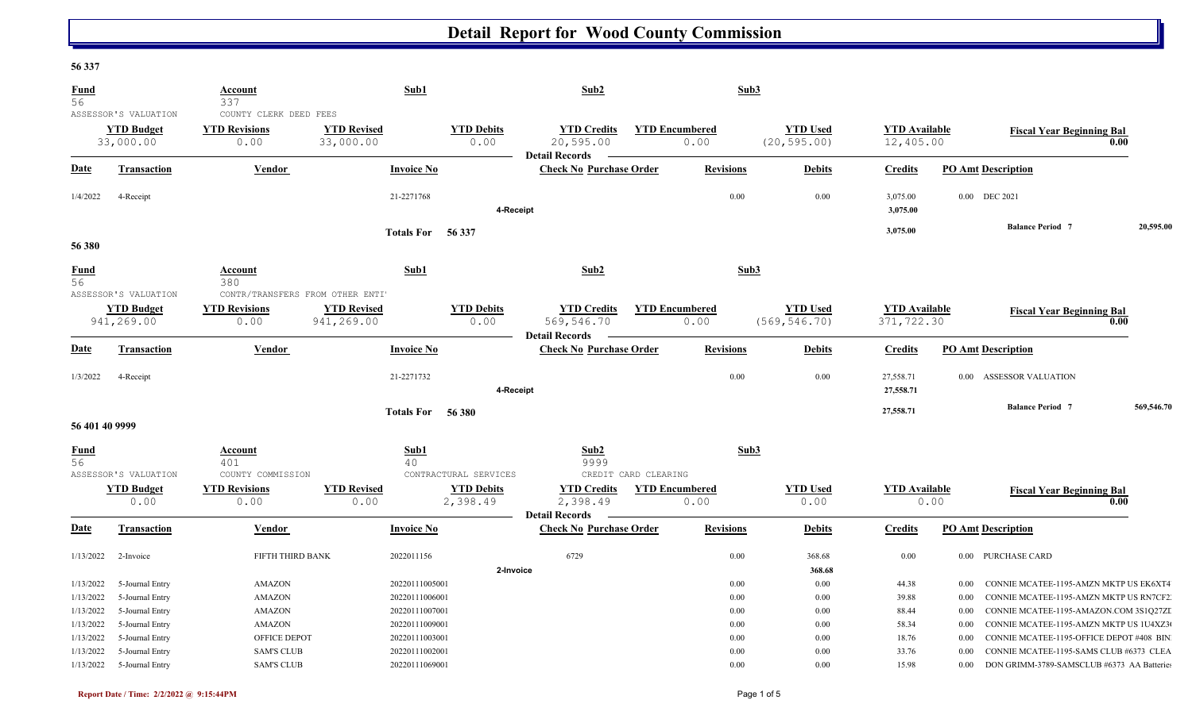# Detail Report for Wood County Commission

## 56 337

| Fund | | Account | | Sub1 | Sub2 | | Sub3 | | |
|---|---|---|---|---|---|---|---|---|---|
| 56 | | 337 | | | | | | | |
| ASSESSOR'S VALUATION | | COUNTY CLERK DEED FEES | | | | | | | |

| YTD Budget | YTD Revisions | YTD Revised | YTD Debits | YTD Credits | YTD Encumbered | YTD Used | YTD Available | Fiscal Year Beginning Bal |
|---|---|---|---|---|---|---|---|---|
| 33,000.00 | 0.00 | 33,000.00 | 0.00 | 20,595.00 | 0.00 | (20,595.00) | 12,405.00 | 0.00 |

**Detail Records**

| Date | Transaction | Vendor | Invoice No | Check No | Purchase Order | Revisions | Debits | Credits | PO Amt | Description |
|---|---|---|---|---|---|---|---|---|---|---|
| 1/4/2022 | 4-Receipt | | 21-2271768 | | | 0.00 | 0.00 | 3,075.00 | 0.00 | DEC 2021 |
| | | | | 4-Receipt | | | | 3,075.00 | | |
| | | | Totals For 56 337 | | | | | 3,075.00 | | Balance Period 7 20,595.00 |

## 56 380

| Fund | | Account | | Sub1 | Sub2 | | Sub3 | | |
|---|---|---|---|---|---|---|---|---|---|
| 56 | | 380 | | | | | | | |
| ASSESSOR'S VALUATION | | CONTR/TRANSFERS FROM OTHER ENTI' | | | | | | | |

| YTD Budget | YTD Revisions | YTD Revised | YTD Debits | YTD Credits | YTD Encumbered | YTD Used | YTD Available | Fiscal Year Beginning Bal |
|---|---|---|---|---|---|---|---|---|
| 941,269.00 | 0.00 | 941,269.00 | 0.00 | 569,546.70 | 0.00 | (569,546.70) | 371,722.30 | 0.00 |

**Detail Records**

| Date | Transaction | Vendor | Invoice No | Check No | Purchase Order | Revisions | Debits | Credits | PO Amt | Description |
|---|---|---|---|---|---|---|---|---|---|---|
| 1/3/2022 | 4-Receipt | | 21-2271732 | | | 0.00 | 0.00 | 27,558.71 | 0.00 | ASSESSOR VALUATION |
| | | | | 4-Receipt | | | | 27,558.71 | | |
| | | | Totals For 56 380 | | | | | 27,558.71 | | Balance Period 7 569,546.70 |

## 56 401 40 9999

| Fund | Account | Sub1 | Sub2 | Sub3 |
|---|---|---|---|---|
| 56 | 401 | 40 | 9999 | |
| ASSESSOR'S VALUATION | COUNTY COMMISSION | CONTRACTURAL SERVICES | CREDIT CARD CLEARING | |

| YTD Budget | YTD Revisions | YTD Revised | YTD Debits | YTD Credits | YTD Encumbered | YTD Used | YTD Available | Fiscal Year Beginning Bal |
|---|---|---|---|---|---|---|---|---|
| 0.00 | 0.00 | 0.00 | 2,398.49 | 2,398.49 | 0.00 | 0.00 | 0.00 | 0.00 |

**Detail Records**

| Date | Transaction | Vendor | Invoice No | Check No | Purchase Order | Revisions | Debits | Credits | PO Amt | Description |
|---|---|---|---|---|---|---|---|---|---|---|
| 1/13/2022 | 2-Invoice | FIFTH THIRD BANK | 2022011156 | 6729 | | 0.00 | 368.68 | 0.00 | 0.00 | PURCHASE CARD |
| | | | | 2-Invoice | | | 368.68 | | | |
| 1/13/2022 | 5-Journal Entry | AMAZON | 20220111005001 | | | 0.00 | 0.00 | 44.38 | 0.00 | CONNIE MCATEE-1195-AMZN MKTP US EK6XT4 |
| 1/13/2022 | 5-Journal Entry | AMAZON | 20220111006001 | | | 0.00 | 0.00 | 39.88 | 0.00 | CONNIE MCATEE-1195-AMZN MKTP US RN7CF2 |
| 1/13/2022 | 5-Journal Entry | AMAZON | 20220111007001 | | | 0.00 | 0.00 | 88.44 | 0.00 | CONNIE MCATEE-1195-AMAZON.COM 3S1Q27ZI |
| 1/13/2022 | 5-Journal Entry | AMAZON | 20220111009001 | | | 0.00 | 0.00 | 58.34 | 0.00 | CONNIE MCATEE-1195-AMZN MKTP US 1U4XZ3 |
| 1/13/2022 | 5-Journal Entry | OFFICE DEPOT | 20220111003001 | | | 0.00 | 0.00 | 18.76 | 0.00 | CONNIE MCATEE-1195-OFFICE DEPOT #408 BIN |
| 1/13/2022 | 5-Journal Entry | SAM'S CLUB | 20220111002001 | | | 0.00 | 0.00 | 33.76 | 0.00 | CONNIE MCATEE-1195-SAMS CLUB #6373 CLEA |
| 1/13/2022 | 5-Journal Entry | SAM'S CLUB | 20220111069001 | | | 0.00 | 0.00 | 15.98 | 0.00 | DON GRIMM-3789-SAMSCLUB #6373 AA Batteries |

Report Date / Time: 2/2/2022 @ 9:15:44PM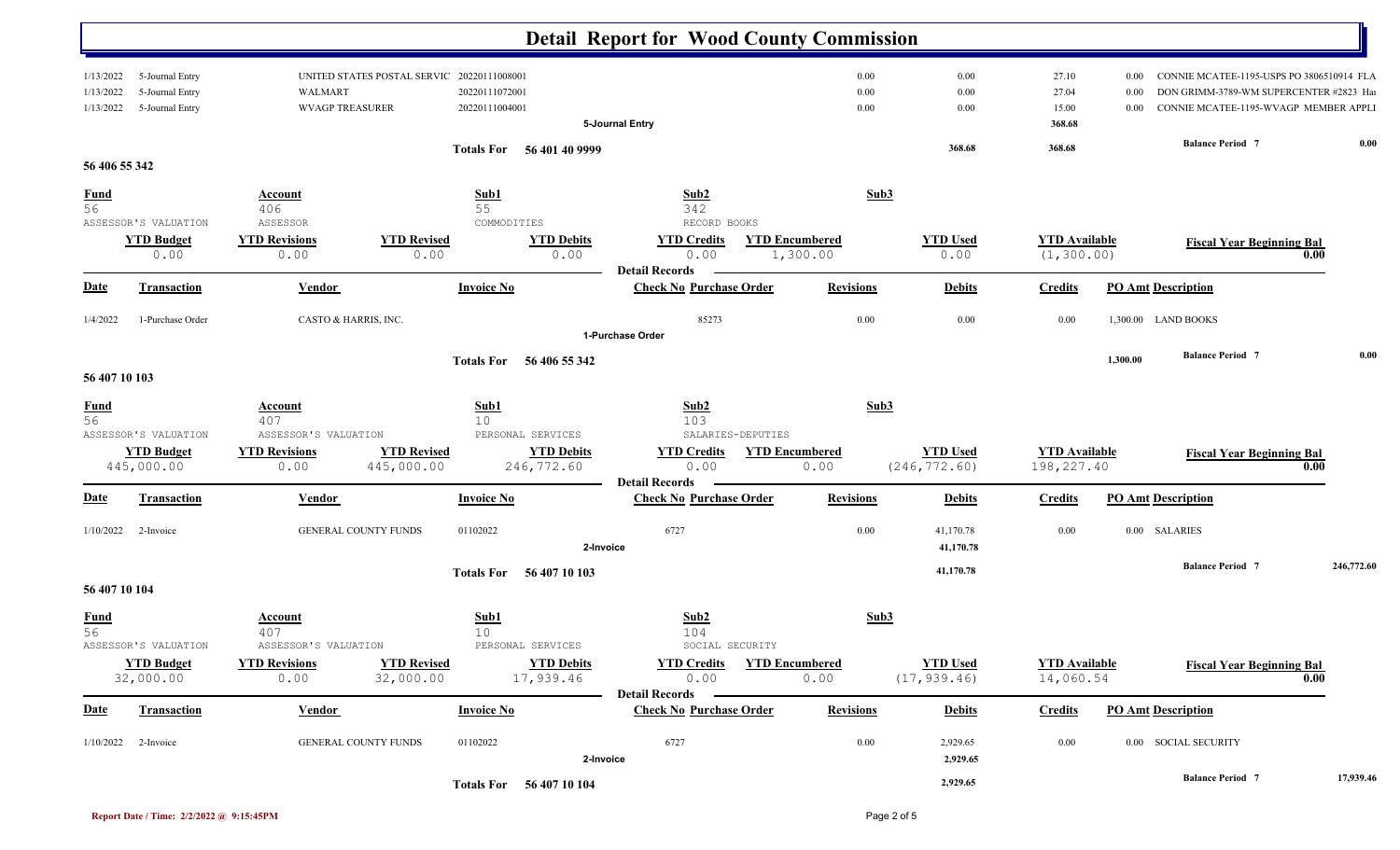# Detail Report for Wood County Commission

| Date | Transaction | Vendor | Invoice No | Check No Purchase Order | Revisions | Debits | Credits | PO Amt | Description |
|---|---|---|---|---|---|---|---|---|---|
| 1/13/2022 | 5-Journal Entry | UNITED STATES POSTAL SERVIC | 20220111008001 | | 0.00 | 0.00 | 27.10 | 0.00 | CONNIE MCATEE-1195-USPS PO 3806510914 FLA |
| 1/13/2022 | 5-Journal Entry | WALMART | 20220111072001 | | 0.00 | 0.00 | 27.04 | 0.00 | DON GRIMM-3789-WM SUPERCENTER #2823 Hai |
| 1/13/2022 | 5-Journal Entry | WVAGP TREASURER | 20220111004001 | | 0.00 | 0.00 | 15.00 | 0.00 | CONNIE MCATEE-1195-WVAGP MEMBER APPLI |
| | | | | 5-Journal Entry | | | 368.68 | | |

Totals For 56 401 40 9999 — Debits: 368.68 — Credits: 368.68 — Balance Period 7: 0.00

## 56 406 55 342

| Fund | Account | Sub1 | Sub2 | Sub3 |
|---|---|---|---|---|
| 56 | 406 | 55 | 342 | |
| ASSESSOR'S VALUATION | ASSESSOR | COMMODITIES | RECORD BOOKS | |

| YTD Budget | YTD Revisions | YTD Revised | YTD Debits | YTD Credits | YTD Encumbered | YTD Used | YTD Available | Fiscal Year Beginning Bal |
|---|---|---|---|---|---|---|---|---|
| 0.00 | 0.00 | 0.00 | 0.00 | 0.00 | 1,300.00 | 0.00 | (1,300.00) | 0.00 |

**Detail Records**

| Date | Transaction | Vendor | Invoice No | Check No Purchase Order | Revisions | Debits | Credits | PO Amt | Description |
|---|---|---|---|---|---|---|---|---|---|
| 1/4/2022 | 1-Purchase Order | CASTO & HARRIS, INC. | | 85273 | 0.00 | 0.00 | 0.00 | 1,300.00 | LAND BOOKS |
| | | | | 1-Purchase Order | | | | | |

Totals For 56 406 55 342 — PO Amt: 1,300.00 — Balance Period 7: 0.00

## 56 407 10 103

| Fund | Account | Sub1 | Sub2 | Sub3 |
|---|---|---|---|---|
| 56 | 407 | 10 | 103 | |
| ASSESSOR'S VALUATION | ASSESSOR'S VALUATION | PERSONAL SERVICES | SALARIES-DEPUTIES | |

| YTD Budget | YTD Revisions | YTD Revised | YTD Debits | YTD Credits | YTD Encumbered | YTD Used | YTD Available | Fiscal Year Beginning Bal |
|---|---|---|---|---|---|---|---|---|
| 445,000.00 | 0.00 | 445,000.00 | 246,772.60 | 0.00 | 0.00 | (246,772.60) | 198,227.40 | 0.00 |

**Detail Records**

| Date | Transaction | Vendor | Invoice No | Check No Purchase Order | Revisions | Debits | Credits | PO Amt | Description |
|---|---|---|---|---|---|---|---|---|---|
| 1/10/2022 | 2-Invoice | GENERAL COUNTY FUNDS | 01102022 | 6727 | 0.00 | 41,170.78 | 0.00 | 0.00 | SALARIES |
| | | | | 2-Invoice | | 41,170.78 | | | |

Totals For 56 407 10 103 — Debits: 41,170.78 — Balance Period 7: 246,772.60

## 56 407 10 104

| Fund | Account | Sub1 | Sub2 | Sub3 |
|---|---|---|---|---|
| 56 | 407 | 10 | 104 | |
| ASSESSOR'S VALUATION | ASSESSOR'S VALUATION | PERSONAL SERVICES | SOCIAL SECURITY | |

| YTD Budget | YTD Revisions | YTD Revised | YTD Debits | YTD Credits | YTD Encumbered | YTD Used | YTD Available | Fiscal Year Beginning Bal |
|---|---|---|---|---|---|---|---|---|
| 32,000.00 | 0.00 | 32,000.00 | 17,939.46 | 0.00 | 0.00 | (17,939.46) | 14,060.54 | 0.00 |

**Detail Records**

| Date | Transaction | Vendor | Invoice No | Check No Purchase Order | Revisions | Debits | Credits | PO Amt | Description |
|---|---|---|---|---|---|---|---|---|---|
| 1/10/2022 | 2-Invoice | GENERAL COUNTY FUNDS | 01102022 | 6727 | 0.00 | 2,929.65 | 0.00 | 0.00 | SOCIAL SECURITY |
| | | | | 2-Invoice | | 2,929.65 | | | |

Totals For 56 407 10 104 — Debits: 2,929.65 — Balance Period 7: 17,939.46

Report Date / Time: 2/2/2022 @ 9:15:45PM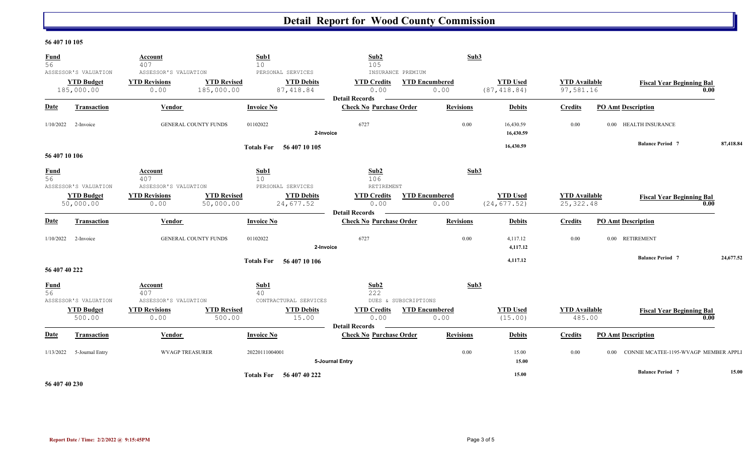# Detail Report for Wood County Commission

**56 407 10 105**

| Fund | Account | Sub1 | Sub2 | Sub3 |
|---|---|---|---|---|
| 56 | 407 | 10 | 105 | |
| ASSESSOR'S VALUATION | ASSESSOR'S VALUATION | PERSONAL SERVICES | INSURANCE PREMIUM | |

| YTD Budget | YTD Revisions | YTD Revised | YTD Debits | YTD Credits | YTD Encumbered | YTD Used | YTD Available | Fiscal Year Beginning Bal |
|---|---|---|---|---|---|---|---|---|
| 185,000.00 | 0.00 | 185,000.00 | 87,418.84 | 0.00 | 0.00 | (87,418.84) | 97,581.16 | 0.00 |

**Detail Records**

| Date | Transaction | Vendor | Invoice No | Check No | Purchase Order | Revisions | Debits | Credits | PO Amt | Description |
|---|---|---|---|---|---|---|---|---|---|---|
| 1/10/2022 | 2-Invoice | GENERAL COUNTY FUNDS | 01102022 | 6727 | | 0.00 | 16,430.59 | 0.00 | 0.00 | HEALTH INSURANCE |
| | | | 2-Invoice | | | | 16,430.59 | | | |
| | | | Totals For 56 407 10 105 | | | | 16,430.59 | | | Balance Period 7 87,418.84 |

**56 407 10 106**

| Fund | Account | Sub1 | Sub2 | Sub3 |
|---|---|---|---|---|
| 56 | 407 | 10 | 106 | |
| ASSESSOR'S VALUATION | ASSESSOR'S VALUATION | PERSONAL SERVICES | RETIREMENT | |

| YTD Budget | YTD Revisions | YTD Revised | YTD Debits | YTD Credits | YTD Encumbered | YTD Used | YTD Available | Fiscal Year Beginning Bal |
|---|---|---|---|---|---|---|---|---|
| 50,000.00 | 0.00 | 50,000.00 | 24,677.52 | 0.00 | 0.00 | (24,677.52) | 25,322.48 | 0.00 |

**Detail Records**

| Date | Transaction | Vendor | Invoice No | Check No | Purchase Order | Revisions | Debits | Credits | PO Amt | Description |
|---|---|---|---|---|---|---|---|---|---|---|
| 1/10/2022 | 2-Invoice | GENERAL COUNTY FUNDS | 01102022 | 6727 | | 0.00 | 4,117.12 | 0.00 | 0.00 | RETIREMENT |
| | | | 2-Invoice | | | | 4,117.12 | | | |
| | | | Totals For 56 407 10 106 | | | | 4,117.12 | | | Balance Period 7 24,677.52 |

**56 407 40 222**

| Fund | Account | Sub1 | Sub2 | Sub3 |
|---|---|---|---|---|
| 56 | 407 | 40 | 222 | |
| ASSESSOR'S VALUATION | ASSESSOR'S VALUATION | CONTRACTURAL SERVICES | DUES & SUBSCRIPTIONS | |

| YTD Budget | YTD Revisions | YTD Revised | YTD Debits | YTD Credits | YTD Encumbered | YTD Used | YTD Available | Fiscal Year Beginning Bal |
|---|---|---|---|---|---|---|---|---|
| 500.00 | 0.00 | 500.00 | 15.00 | 0.00 | 0.00 | (15.00) | 485.00 | 0.00 |

**Detail Records**

| Date | Transaction | Vendor | Invoice No | Check No | Purchase Order | Revisions | Debits | Credits | PO Amt | Description |
|---|---|---|---|---|---|---|---|---|---|---|
| 1/13/2022 | 5-Journal Entry | WVAGP TREASURER | 20220111004001 | | | 0.00 | 15.00 | 0.00 | 0.00 | CONNIE MCATEE-1195-WVAGP MEMBER APPLI |
| | | | 5-Journal Entry | | | | 15.00 | | | |
| | | | Totals For 56 407 40 222 | | | | 15.00 | | | Balance Period 7 15.00 |

**56 407 40 230**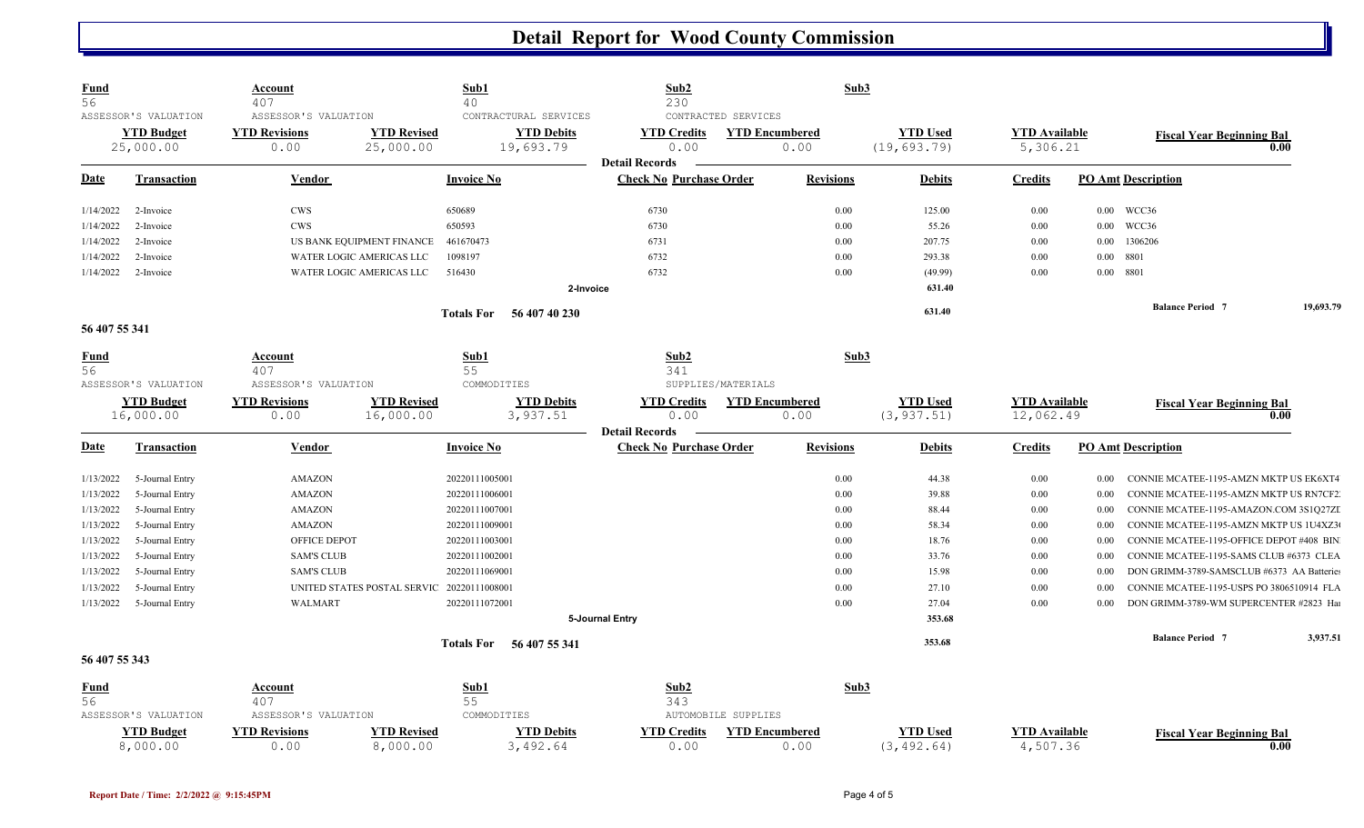# Detail Report for Wood County Commission

| Fund | Account | Sub1 | Sub2 | Sub3 |
|---|---|---|---|---|
| 56 | 407 | 40 | 230 | |
| ASSESSOR'S VALUATION | ASSESSOR'S VALUATION | CONTRACTURAL SERVICES | CONTRACTED SERVICES | |

| YTD Budget | YTD Revisions | YTD Revised | YTD Debits | YTD Credits | YTD Encumbered | YTD Used | YTD Available | Fiscal Year Beginning Bal |
|---|---|---|---|---|---|---|---|---|
| 25,000.00 | 0.00 | 25,000.00 | 19,693.79 | 0.00 | 0.00 | (19,693.79) | 5,306.21 | 0.00 |

**Detail Records**

| Date | Transaction | Vendor | Invoice No | Check No | Purchase Order | Revisions | Debits | Credits | PO Amt | Description |
|---|---|---|---|---|---|---|---|---|---|---|
| 1/14/2022 | 2-Invoice | CWS | 650689 | 6730 | | 0.00 | 125.00 | 0.00 | 0.00 | WCC36 |
| 1/14/2022 | 2-Invoice | CWS | 650593 | 6730 | | 0.00 | 55.26 | 0.00 | 0.00 | WCC36 |
| 1/14/2022 | 2-Invoice | US BANK EQUIPMENT FINANCE | 461670473 | 6731 | | 0.00 | 207.75 | 0.00 | 0.00 | 1306206 |
| 1/14/2022 | 2-Invoice | WATER LOGIC AMERICAS LLC | 1098197 | 6732 | | 0.00 | 293.38 | 0.00 | 0.00 | 8801 |
| 1/14/2022 | 2-Invoice | WATER LOGIC AMERICAS LLC | 516430 | 6732 | | 0.00 | (49.99) | 0.00 | 0.00 | 8801 |
| | | | 2-Invoice | | | | 631.40 | | | |
| | | | Totals For 56 407 40 230 | | | | 631.40 | | | Balance Period 7 19,693.79 |

## 56 407 55 341

| Fund | Account | Sub1 | Sub2 | Sub3 |
|---|---|---|---|---|
| 56 | 407 | 55 | 341 | |
| ASSESSOR'S VALUATION | ASSESSOR'S VALUATION | COMMODITIES | SUPPLIES/MATERIALS | |

| YTD Budget | YTD Revisions | YTD Revised | YTD Debits | YTD Credits | YTD Encumbered | YTD Used | YTD Available | Fiscal Year Beginning Bal |
|---|---|---|---|---|---|---|---|---|
| 16,000.00 | 0.00 | 16,000.00 | 3,937.51 | 0.00 | 0.00 | (3,937.51) | 12,062.49 | 0.00 |

**Detail Records**

| Date | Transaction | Vendor | Invoice No | Check No | Purchase Order | Revisions | Debits | Credits | PO Amt | Description |
|---|---|---|---|---|---|---|---|---|---|---|
| 1/13/2022 | 5-Journal Entry | AMAZON | 20220111005001 | | | 0.00 | 44.38 | 0.00 | 0.00 | CONNIE MCATEE-1195-AMZN MKTP US EK6XT4 |
| 1/13/2022 | 5-Journal Entry | AMAZON | 20220111006001 | | | 0.00 | 39.88 | 0.00 | 0.00 | CONNIE MCATEE-1195-AMZN MKTP US RN7CF2 |
| 1/13/2022 | 5-Journal Entry | AMAZON | 20220111007001 | | | 0.00 | 88.44 | 0.00 | 0.00 | CONNIE MCATEE-1195-AMAZON.COM 3S1Q27ZI |
| 1/13/2022 | 5-Journal Entry | AMAZON | 20220111009001 | | | 0.00 | 58.34 | 0.00 | 0.00 | CONNIE MCATEE-1195-AMZN MKTP US 1U4XZ3 |
| 1/13/2022 | 5-Journal Entry | OFFICE DEPOT | 20220111003001 | | | 0.00 | 18.76 | 0.00 | 0.00 | CONNIE MCATEE-1195-OFFICE DEPOT #408 BIN |
| 1/13/2022 | 5-Journal Entry | SAM'S CLUB | 20220111002001 | | | 0.00 | 33.76 | 0.00 | 0.00 | CONNIE MCATEE-1195-SAMS CLUB #6373 CLEA |
| 1/13/2022 | 5-Journal Entry | SAM'S CLUB | 20220111069001 | | | 0.00 | 15.98 | 0.00 | 0.00 | DON GRIMM-3789-SAMSCLUB #6373 AA Batteries |
| 1/13/2022 | 5-Journal Entry | UNITED STATES POSTAL SERVIC | 20220111008001 | | | 0.00 | 27.10 | 0.00 | 0.00 | CONNIE MCATEE-1195-USPS PO 3806510914 FLA |
| 1/13/2022 | 5-Journal Entry | WALMART | 20220111072001 | | | 0.00 | 27.04 | 0.00 | 0.00 | DON GRIMM-3789-WM SUPERCENTER #2823 Ha |
| | | | 5-Journal Entry | | | | 353.68 | | | |
| | | | Totals For 56 407 55 341 | | | | 353.68 | | | Balance Period 7 3,937.51 |

## 56 407 55 343

| Fund | Account | Sub1 | Sub2 | Sub3 |
|---|---|---|---|---|
| 56 | 407 | 55 | 343 | |
| ASSESSOR'S VALUATION | ASSESSOR'S VALUATION | COMMODITIES | AUTOMOBILE SUPPLIES | |

| YTD Budget | YTD Revisions | YTD Revised | YTD Debits | YTD Credits | YTD Encumbered | YTD Used | YTD Available | Fiscal Year Beginning Bal |
|---|---|---|---|---|---|---|---|---|
| 8,000.00 | 0.00 | 8,000.00 | 3,492.64 | 0.00 | 0.00 | (3,492.64) | 4,507.36 | 0.00 |

Report Date / Time: 2/2/2022 @ 9:15:45PM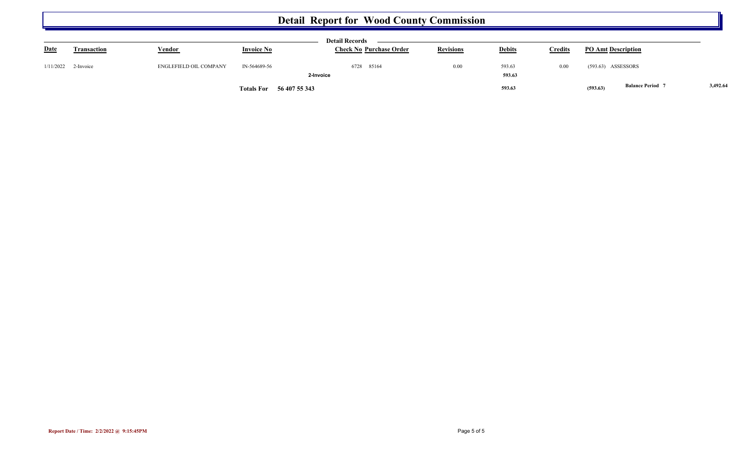# Detail Report for Wood County Commission

Detail Records

| Date | Transaction | Vendor | Invoice No | Check No | Purchase Order | Revisions | Debits | Credits | PO Amt | Description |
|---|---|---|---|---|---|---|---|---|---|---|
| 1/11/2022 | 2-Invoice | ENGLEFIELD OIL COMPANY | IN-564689-56 | 6728 | 85164 | 0.00 | 593.63 | 0.00 | (593.63) | ASSESSORS |
| | | | 2-Invoice | | | | 593.63 | | | |
| | | | Totals For 56 407 55 343 | | | | 593.63 | | (593.63) | Balance Period 7 3,492.64 |

Report Date / Time: 2/2/2022 @ 9:15:45PM